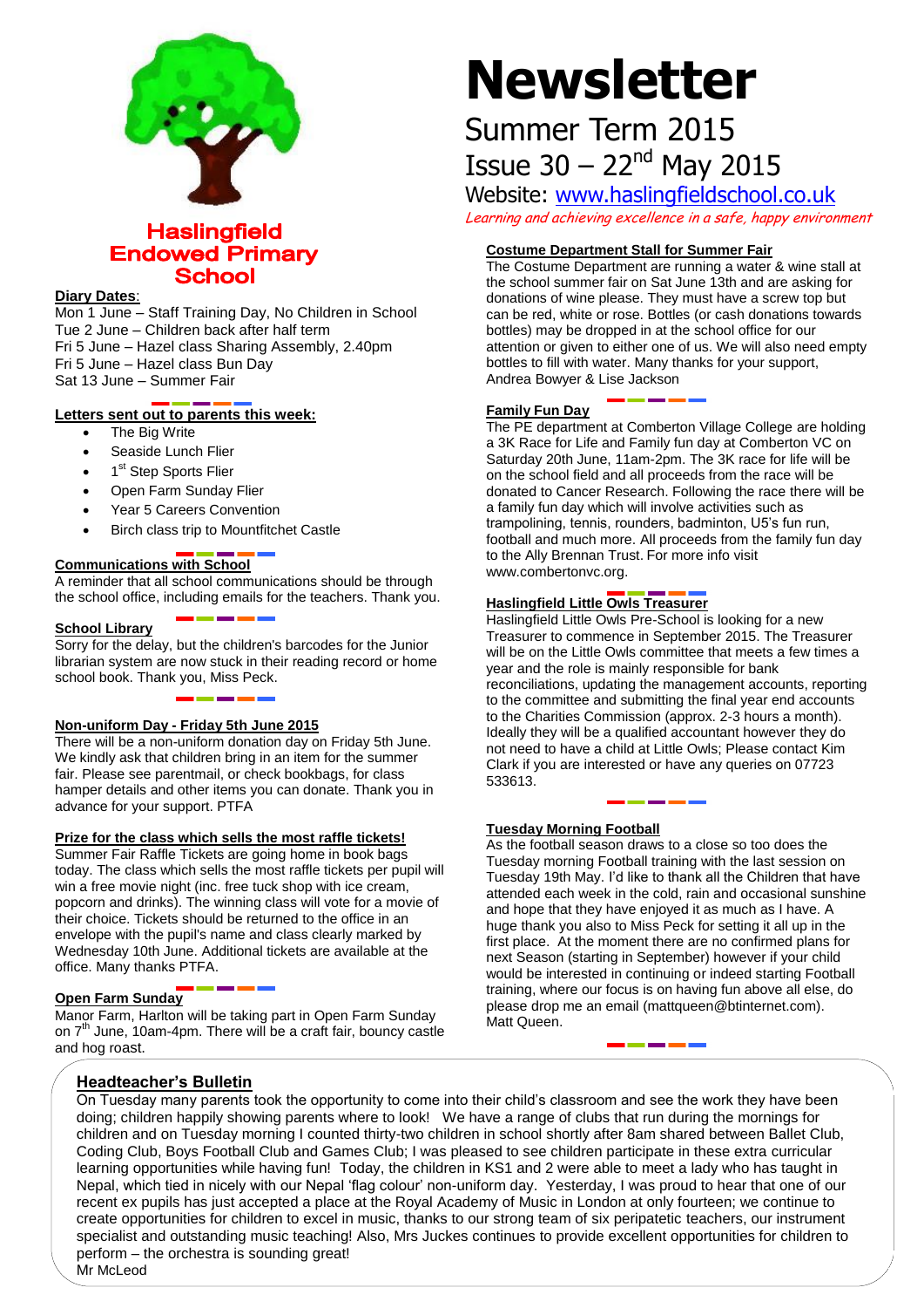# Newsletter

## Summer Term 2015

## Issue 30 – 22nd May 2015

Website: www.haslingfieldschool.co.uk

*Learning and achieving excellence in a safe, happy environment*

**Haslingfield Endowed Primary School**

**Diary Dates**:

Mon 1 June – Staff Training Day, No Children in School
Tue 2 June – Children back after half term
Fri 5 June – Hazel class Sharing Assembly, 2.40pm
Fri 5 June – Hazel class Bun Day
Sat 13 June – Summer Fair

### Letters sent out to parents this week:

- The Big Write
- Seaside Lunch Flier
- 1st Step Sports Flier
- Open Farm Sunday Flier
- Year 5 Careers Convention
- Birch class trip to Mountfitchet Castle

### Communications with School

A reminder that all school communications should be through the school office, including emails for the teachers. Thank you.

### School Library

Sorry for the delay, but the children's barcodes for the Junior librarian system are now stuck in their reading record or home school book. Thank you, Miss Peck.

### Non-uniform Day - Friday 5th June 2015

There will be a non-uniform donation day on Friday 5th June. We kindly ask that children bring in an item for the summer fair. Please see parentmail, or check bookbags, for class hamper details and other items you can donate. Thank you in advance for your support. PTFA

### Prize for the class which sells the most raffle tickets!

Summer Fair Raffle Tickets are going home in book bags today. The class which sells the most raffle tickets per pupil will win a free movie night (inc. free tuck shop with ice cream, popcorn and drinks). The winning class will vote for a movie of their choice. Tickets should be returned to the office in an envelope with the pupil's name and class clearly marked by Wednesday 10th June. Additional tickets are available at the office. Many thanks PTFA.

### Open Farm Sunday

Manor Farm, Harlton will be taking part in Open Farm Sunday on 7th June, 10am-4pm. There will be a craft fair, bouncy castle and hog roast.

### Costume Department Stall for Summer Fair

The Costume Department are running a water & wine stall at the school summer fair on Sat June 13th and are asking for donations of wine please. They must have a screw top but can be red, white or rose. Bottles (or cash donations towards bottles) may be dropped in at the school office for our attention or given to either one of us. We will also need empty bottles to fill with water. Many thanks for your support,
Andrea Bowyer & Lise Jackson

### Family Fun Day

The PE department at Comberton Village College are holding a 3K Race for Life and Family fun day at Comberton VC on Saturday 20th June, 11am-2pm. The 3K race for life will be on the school field and all proceeds from the race will be donated to Cancer Research. Following the race there will be a family fun day which will involve activities such as trampolining, tennis, rounders, badminton, U5's fun run, football and much more. All proceeds from the family fun day to the Ally Brennan Trust. For more info visit www.combertonvc.org.

### Haslingfield Little Owls Treasurer

Haslingfield Little Owls Pre-School is looking for a new Treasurer to commence in September 2015. The Treasurer will be on the Little Owls committee that meets a few times a year and the role is mainly responsible for bank reconciliations, updating the management accounts, reporting to the committee and submitting the final year end accounts to the Charities Commission (approx. 2-3 hours a month). Ideally they will be a qualified accountant however they do not need to have a child at Little Owls; Please contact Kim Clark if you are interested or have any queries on 07723 533613.

### Tuesday Morning Football

As the football season draws to a close so too does the Tuesday morning Football training with the last session on Tuesday 19th May. I'd like to thank all the Children that have attended each week in the cold, rain and occasional sunshine and hope that they have enjoyed it as much as I have. A huge thank you also to Miss Peck for setting it all up in the first place. At the moment there are no confirmed plans for next Season (starting in September) however if your child would be interested in continuing or indeed starting Football training, where our focus is on having fun above all else, do please drop me an email (mattqueen@btinternet.com).
Matt Queen.

### Headteacher's Bulletin

On Tuesday many parents took the opportunity to come into their child's classroom and see the work they have been doing; children happily showing parents where to look! We have a range of clubs that run during the mornings for children and on Tuesday morning I counted thirty-two children in school shortly after 8am shared between Ballet Club, Coding Club, Boys Football Club and Games Club; I was pleased to see children participate in these extra curricular learning opportunities while having fun! Today, the children in KS1 and 2 were able to meet a lady who has taught in Nepal, which tied in nicely with our Nepal 'flag colour' non-uniform day. Yesterday, I was proud to hear that one of our recent ex pupils has just accepted a place at the Royal Academy of Music in London at only fourteen; we continue to create opportunities for children to excel in music, thanks to our strong team of six peripatetic teachers, our instrument specialist and outstanding music teaching! Also, Mrs Juckes continues to provide excellent opportunities for children to perform – the orchestra is sounding great!
Mr McLeod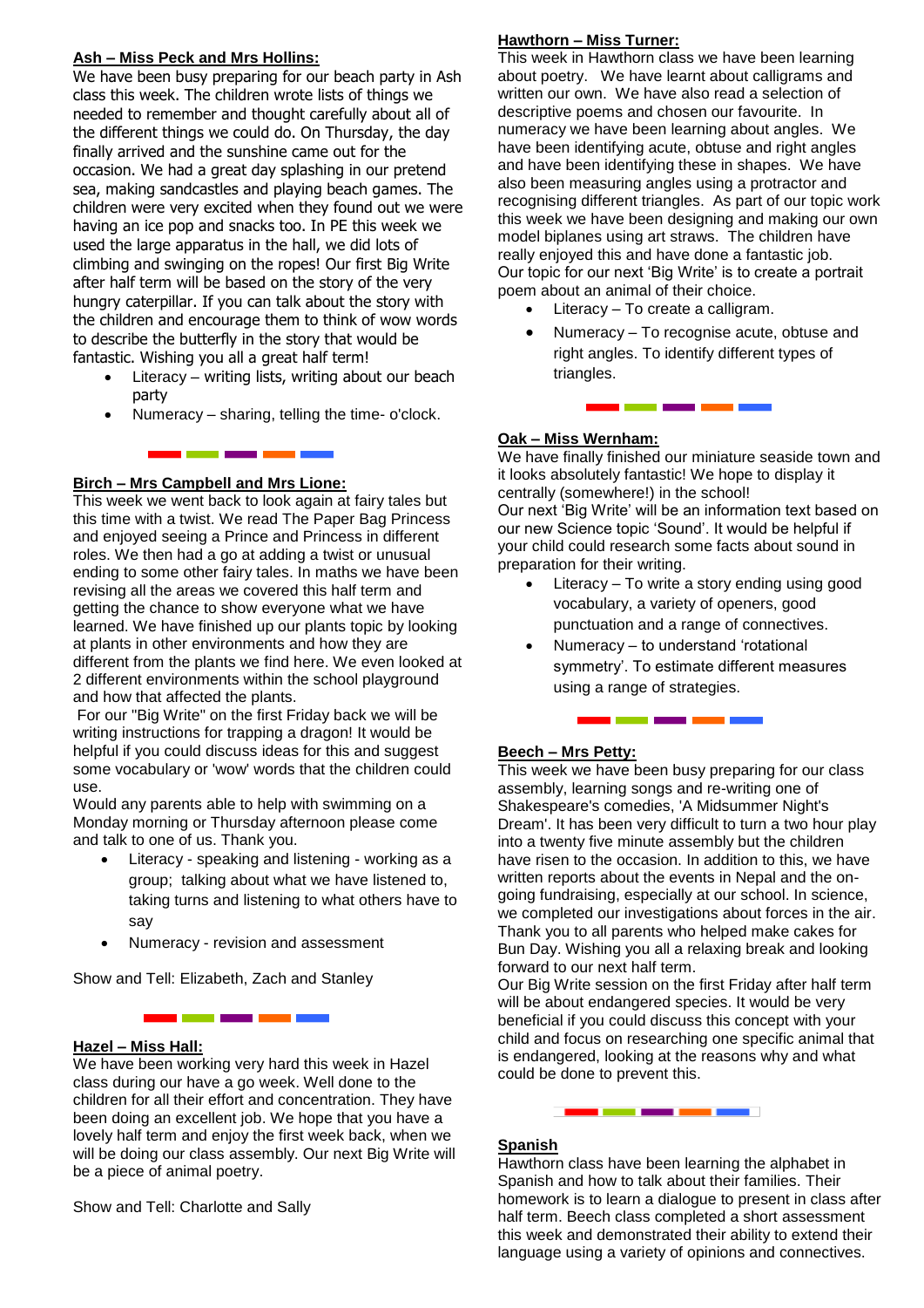### Ash – Miss Peck and Mrs Hollins:

We have been busy preparing for our beach party in Ash class this week. The children wrote lists of things we needed to remember and thought carefully about all of the different things we could do. On Thursday, the day finally arrived and the sunshine came out for the occasion. We had a great day splashing in our pretend sea, making sandcastles and playing beach games. The children were very excited when they found out we were having an ice pop and snacks too. In PE this week we used the large apparatus in the hall, we did lots of climbing and swinging on the ropes! Our first Big Write after half term will be based on the story of the very hungry caterpillar. If you can talk about the story with the children and encourage them to think of wow words to describe the butterfly in the story that would be fantastic. Wishing you all a great half term!

- Literacy – writing lists, writing about our beach party
- Numeracy – sharing, telling the time- o'clock.

### Birch – Mrs Campbell and Mrs Lione:

This week we went back to look again at fairy tales but this time with a twist. We read The Paper Bag Princess and enjoyed seeing a Prince and Princess in different roles. We then had a go at adding a twist or unusual ending to some other fairy tales. In maths we have been revising all the areas we covered this half term and getting the chance to show everyone what we have learned. We have finished up our plants topic by looking at plants in other environments and how they are different from the plants we find here. We even looked at 2 different environments within the school playground and how that affected the plants.

For our "Big Write" on the first Friday back we will be writing instructions for trapping a dragon! It would be helpful if you could discuss ideas for this and suggest some vocabulary or 'wow' words that the children could use.

Would any parents able to help with swimming on a Monday morning or Thursday afternoon please come and talk to one of us. Thank you.

- Literacy - speaking and listening - working as a group; talking about what we have listened to, taking turns and listening to what others have to say
- Numeracy - revision and assessment

Show and Tell: Elizabeth, Zach and Stanley

### Hazel – Miss Hall:

We have been working very hard this week in Hazel class during our have a go week. Well done to the children for all their effort and concentration. They have been doing an excellent job. We hope that you have a lovely half term and enjoy the first week back, when we will be doing our class assembly. Our next Big Write will be a piece of animal poetry.

Show and Tell: Charlotte and Sally

### Hawthorn – Miss Turner:

This week in Hawthorn class we have been learning about poetry. We have learnt about calligrams and written our own. We have also read a selection of descriptive poems and chosen our favourite. In numeracy we have been learning about angles. We have been identifying acute, obtuse and right angles and have been identifying these in shapes. We have also been measuring angles using a protractor and recognising different triangles. As part of our topic work this week we have been designing and making our own model biplanes using art straws. The children have really enjoyed this and have done a fantastic job.

Our topic for our next 'Big Write' is to create a portrait poem about an animal of their choice.

- Literacy – To create a calligram.
- Numeracy – To recognise acute, obtuse and right angles. To identify different types of triangles.

### Oak – Miss Wernham:

We have finally finished our miniature seaside town and it looks absolutely fantastic! We hope to display it centrally (somewhere!) in the school!

Our next 'Big Write' will be an information text based on our new Science topic 'Sound'. It would be helpful if your child could research some facts about sound in preparation for their writing.

- Literacy – To write a story ending using good vocabulary, a variety of openers, good punctuation and a range of connectives.
- Numeracy – to understand 'rotational symmetry'. To estimate different measures using a range of strategies.

### Beech – Mrs Petty:

This week we have been busy preparing for our class assembly, learning songs and re-writing one of Shakespeare's comedies, 'A Midsummer Night's Dream'. It has been very difficult to turn a two hour play into a twenty five minute assembly but the children have risen to the occasion. In addition to this, we have written reports about the events in Nepal and the on-going fundraising, especially at our school. In science, we completed our investigations about forces in the air. Thank you to all parents who helped make cakes for Bun Day. Wishing you all a relaxing break and looking forward to our next half term.

Our Big Write session on the first Friday after half term will be about endangered species. It would be very beneficial if you could discuss this concept with your child and focus on researching one specific animal that is endangered, looking at the reasons why and what could be done to prevent this.

### Spanish

Hawthorn class have been learning the alphabet in Spanish and how to talk about their families. Their homework is to learn a dialogue to present in class after half term. Beech class completed a short assessment this week and demonstrated their ability to extend their language using a variety of opinions and connectives.